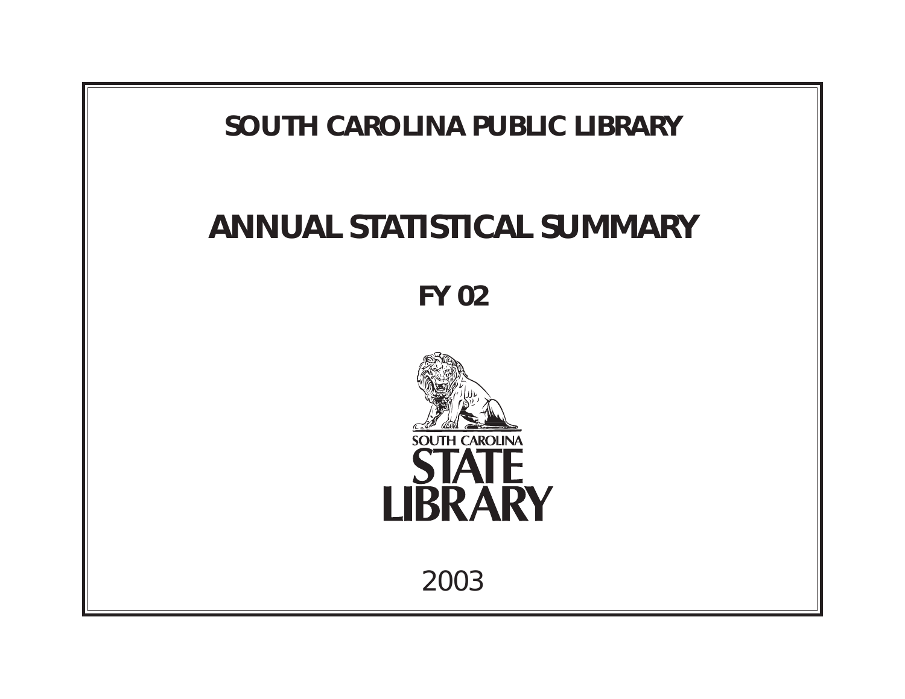# SOUTH CAROLINA PUBLIC LIBRARY

# ANNUAL STATISTICAL SUMMARY

## FY 02

SOUTH CAROLINA STATE LIBRARY

2003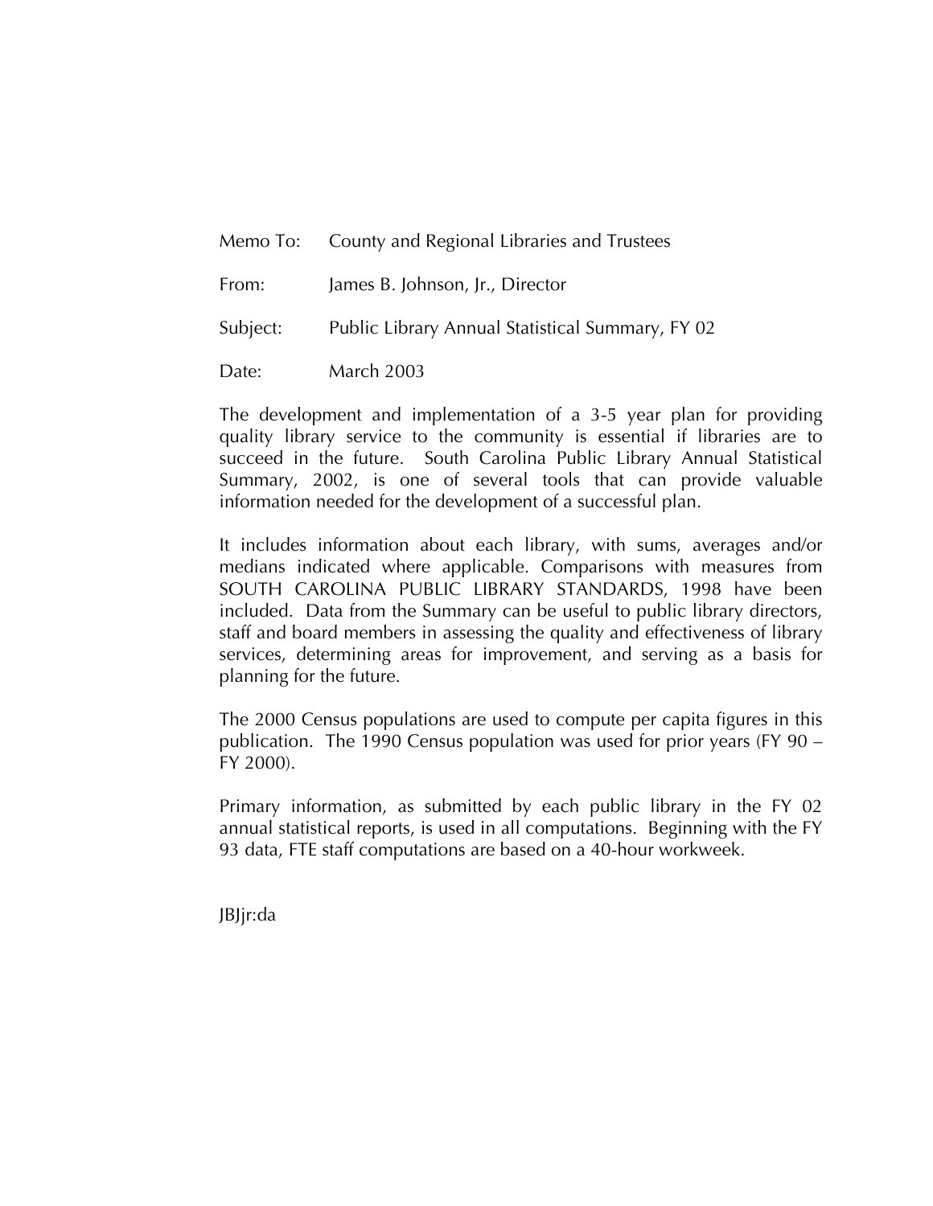Memo To: County and Regional Libraries and Trustees

From: James B. Johnson, Jr., Director

Subject: Public Library Annual Statistical Summary, FY 02

Date: March 2003

The development and implementation of a 3-5 year plan for providing quality library service to the community is essential if libraries are to succeed in the future. South Carolina Public Library Annual Statistical Summary, 2002, is one of several tools that can provide valuable information needed for the development of a successful plan.

It includes information about each library, with sums, averages and/or medians indicated where applicable. Comparisons with measures from SOUTH CAROLINA PUBLIC LIBRARY STANDARDS, 1998 have been included. Data from the Summary can be useful to public library directors, staff and board members in assessing the quality and effectiveness of library services, determining areas for improvement, and serving as a basis for planning for the future.

The 2000 Census populations are used to compute per capita figures in this publication. The 1990 Census population was used for prior years (FY 90 – FY 2000).

Primary information, as submitted by each public library in the FY 02 annual statistical reports, is used in all computations. Beginning with the FY 93 data, FTE staff computations are based on a 40-hour workweek.

JBJjr:da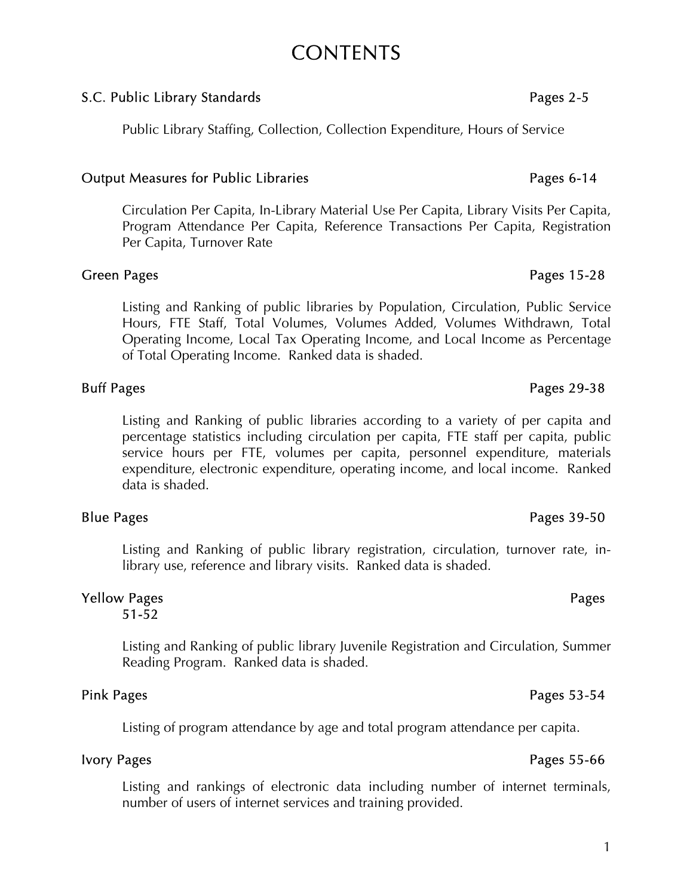# CONTENTS

**S.C. Public Library Standards** — Pages 2-5

Public Library Staffing, Collection, Collection Expenditure, Hours of Service

**Output Measures for Public Libraries** — Pages 6-14

Circulation Per Capita, In-Library Material Use Per Capita, Library Visits Per Capita, Program Attendance Per Capita, Reference Transactions Per Capita, Registration Per Capita, Turnover Rate

**Green Pages** — Pages 15-28

Listing and Ranking of public libraries by Population, Circulation, Public Service Hours, FTE Staff, Total Volumes, Volumes Added, Volumes Withdrawn, Total Operating Income, Local Tax Operating Income, and Local Income as Percentage of Total Operating Income. Ranked data is shaded.

**Buff Pages** — Pages 29-38

Listing and Ranking of public libraries according to a variety of per capita and percentage statistics including circulation per capita, FTE staff per capita, public service hours per FTE, volumes per capita, personnel expenditure, materials expenditure, electronic expenditure, operating income, and local income. Ranked data is shaded.

**Blue Pages** — Pages 39-50

Listing and Ranking of public library registration, circulation, turnover rate, in-library use, reference and library visits. Ranked data is shaded.

**Yellow Pages** — Pages 51-52

Listing and Ranking of public library Juvenile Registration and Circulation, Summer Reading Program. Ranked data is shaded.

**Pink Pages** — Pages 53-54

Listing of program attendance by age and total program attendance per capita.

**Ivory Pages** — Pages 55-66

Listing and rankings of electronic data including number of internet terminals, number of users of internet services and training provided.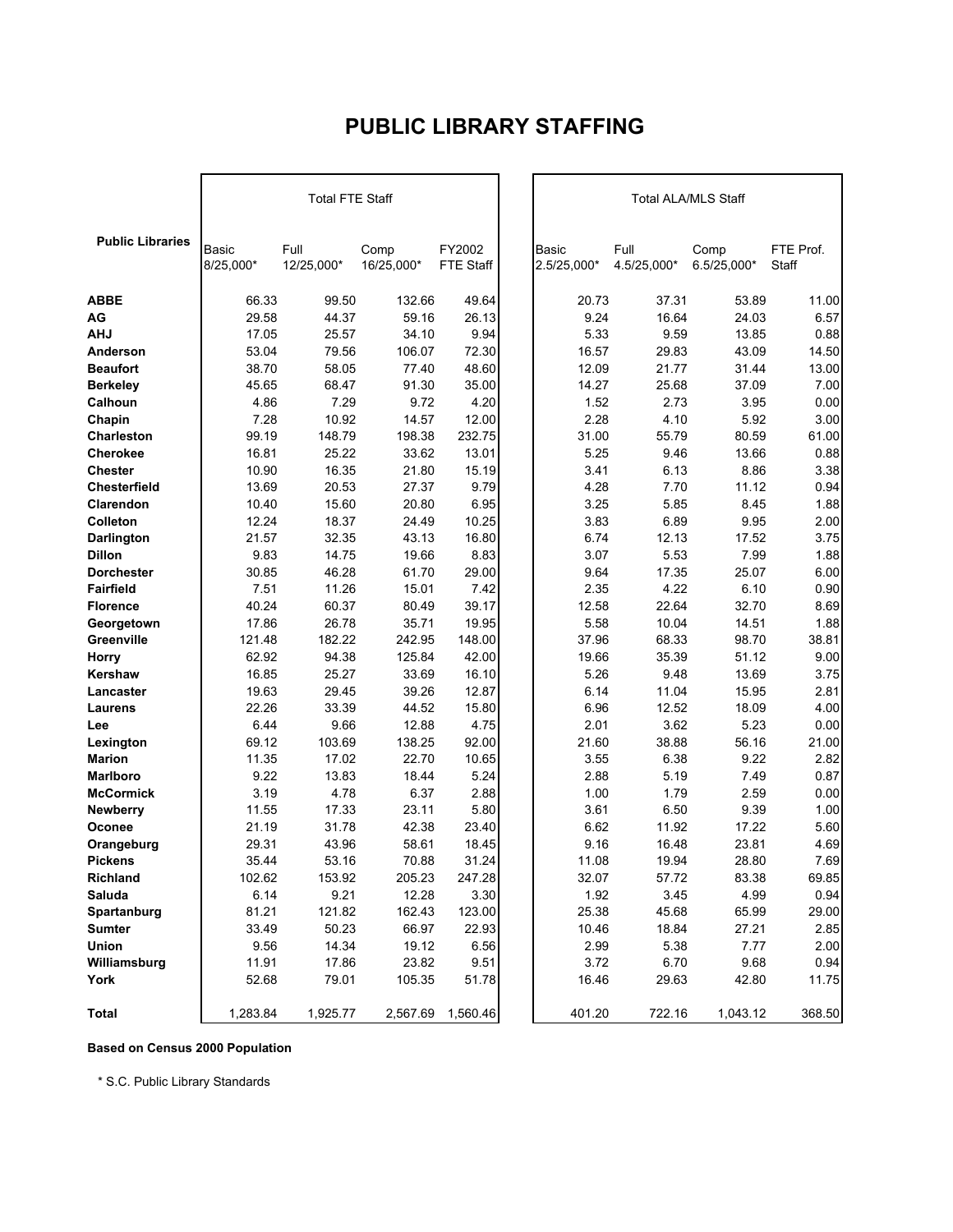# PUBLIC LIBRARY STAFFING

| Public Libraries | Total FTE Staff | | | | Total ALA/MLS Staff | | | |
|---|---|---|---|---|---|---|---|---|
| | Basic 8/25,000* | Full 12/25,000* | Comp 16/25,000* | FY2002 FTE Staff | Basic 2.5/25,000* | Full 4.5/25,000* | Comp 6.5/25,000* | FTE Prof. Staff |
| **ABBE** | 66.33 | 99.50 | 132.66 | 49.64 | 20.73 | 37.31 | 53.89 | 11.00 |
| **AG** | 29.58 | 44.37 | 59.16 | 26.13 | 9.24 | 16.64 | 24.03 | 6.57 |
| **AHJ** | 17.05 | 25.57 | 34.10 | 9.94 | 5.33 | 9.59 | 13.85 | 0.88 |
| **Anderson** | 53.04 | 79.56 | 106.07 | 72.30 | 16.57 | 29.83 | 43.09 | 14.50 |
| **Beaufort** | 38.70 | 58.05 | 77.40 | 48.60 | 12.09 | 21.77 | 31.44 | 13.00 |
| **Berkeley** | 45.65 | 68.47 | 91.30 | 35.00 | 14.27 | 25.68 | 37.09 | 7.00 |
| **Calhoun** | 4.86 | 7.29 | 9.72 | 4.20 | 1.52 | 2.73 | 3.95 | 0.00 |
| **Chapin** | 7.28 | 10.92 | 14.57 | 12.00 | 2.28 | 4.10 | 5.92 | 3.00 |
| **Charleston** | 99.19 | 148.79 | 198.38 | 232.75 | 31.00 | 55.79 | 80.59 | 61.00 |
| **Cherokee** | 16.81 | 25.22 | 33.62 | 13.01 | 5.25 | 9.46 | 13.66 | 0.88 |
| **Chester** | 10.90 | 16.35 | 21.80 | 15.19 | 3.41 | 6.13 | 8.86 | 3.38 |
| **Chesterfield** | 13.69 | 20.53 | 27.37 | 9.79 | 4.28 | 7.70 | 11.12 | 0.94 |
| **Clarendon** | 10.40 | 15.60 | 20.80 | 6.95 | 3.25 | 5.85 | 8.45 | 1.88 |
| **Colleton** | 12.24 | 18.37 | 24.49 | 10.25 | 3.83 | 6.89 | 9.95 | 2.00 |
| **Darlington** | 21.57 | 32.35 | 43.13 | 16.80 | 6.74 | 12.13 | 17.52 | 3.75 |
| **Dillon** | 9.83 | 14.75 | 19.66 | 8.83 | 3.07 | 5.53 | 7.99 | 1.88 |
| **Dorchester** | 30.85 | 46.28 | 61.70 | 29.00 | 9.64 | 17.35 | 25.07 | 6.00 |
| **Fairfield** | 7.51 | 11.26 | 15.01 | 7.42 | 2.35 | 4.22 | 6.10 | 0.90 |
| **Florence** | 40.24 | 60.37 | 80.49 | 39.17 | 12.58 | 22.64 | 32.70 | 8.69 |
| **Georgetown** | 17.86 | 26.78 | 35.71 | 19.95 | 5.58 | 10.04 | 14.51 | 1.88 |
| **Greenville** | 121.48 | 182.22 | 242.95 | 148.00 | 37.96 | 68.33 | 98.70 | 38.81 |
| **Horry** | 62.92 | 94.38 | 125.84 | 42.00 | 19.66 | 35.39 | 51.12 | 9.00 |
| **Kershaw** | 16.85 | 25.27 | 33.69 | 16.10 | 5.26 | 9.48 | 13.69 | 3.75 |
| **Lancaster** | 19.63 | 29.45 | 39.26 | 12.87 | 6.14 | 11.04 | 15.95 | 2.81 |
| **Laurens** | 22.26 | 33.39 | 44.52 | 15.80 | 6.96 | 12.52 | 18.09 | 4.00 |
| **Lee** | 6.44 | 9.66 | 12.88 | 4.75 | 2.01 | 3.62 | 5.23 | 0.00 |
| **Lexington** | 69.12 | 103.69 | 138.25 | 92.00 | 21.60 | 38.88 | 56.16 | 21.00 |
| **Marion** | 11.35 | 17.02 | 22.70 | 10.65 | 3.55 | 6.38 | 9.22 | 2.82 |
| **Marlboro** | 9.22 | 13.83 | 18.44 | 5.24 | 2.88 | 5.19 | 7.49 | 0.87 |
| **McCormick** | 3.19 | 4.78 | 6.37 | 2.88 | 1.00 | 1.79 | 2.59 | 0.00 |
| **Newberry** | 11.55 | 17.33 | 23.11 | 5.80 | 3.61 | 6.50 | 9.39 | 1.00 |
| **Oconee** | 21.19 | 31.78 | 42.38 | 23.40 | 6.62 | 11.92 | 17.22 | 5.60 |
| **Orangeburg** | 29.31 | 43.96 | 58.61 | 18.45 | 9.16 | 16.48 | 23.81 | 4.69 |
| **Pickens** | 35.44 | 53.16 | 70.88 | 31.24 | 11.08 | 19.94 | 28.80 | 7.69 |
| **Richland** | 102.62 | 153.92 | 205.23 | 247.28 | 32.07 | 57.72 | 83.38 | 69.85 |
| **Saluda** | 6.14 | 9.21 | 12.28 | 3.30 | 1.92 | 3.45 | 4.99 | 0.94 |
| **Spartanburg** | 81.21 | 121.82 | 162.43 | 123.00 | 25.38 | 45.68 | 65.99 | 29.00 |
| **Sumter** | 33.49 | 50.23 | 66.97 | 22.93 | 10.46 | 18.84 | 27.21 | 2.85 |
| **Union** | 9.56 | 14.34 | 19.12 | 6.56 | 2.99 | 5.38 | 7.77 | 2.00 |
| **Williamsburg** | 11.91 | 17.86 | 23.82 | 9.51 | 3.72 | 6.70 | 9.68 | 0.94 |
| **York** | 52.68 | 79.01 | 105.35 | 51.78 | 16.46 | 29.63 | 42.80 | 11.75 |
| **Total** | 1,283.84 | 1,925.77 | 2,567.69 | 1,560.46 | 401.20 | 722.16 | 1,043.12 | 368.50 |

**Based on Census 2000 Population**

* S.C. Public Library Standards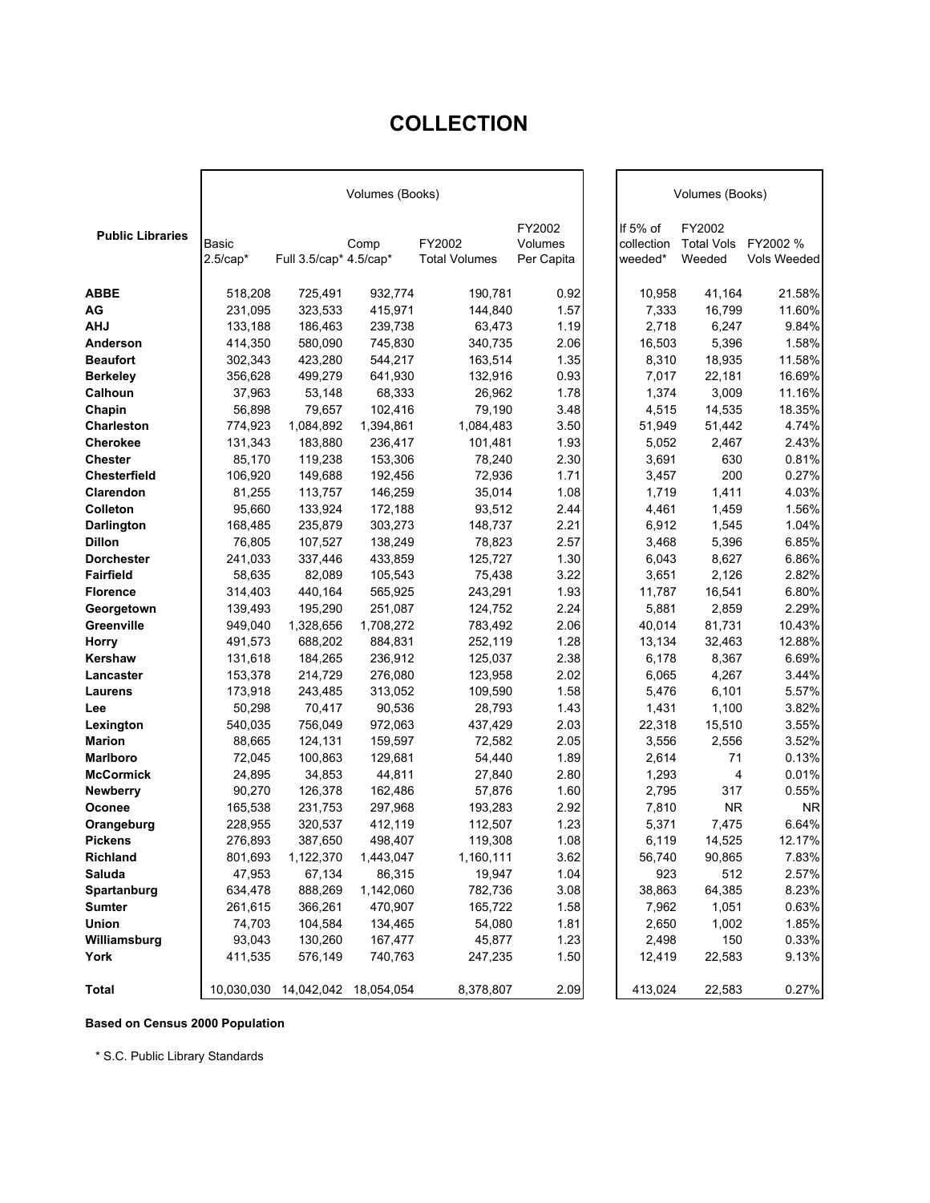# COLLECTION

| Public Libraries | Volumes (Books) | | | | | Volumes (Books) | | |
|---|---|---|---|---|---|---|---|---|
| | Basic 2.5/cap* | Full 3.5/cap* | Comp 4.5/cap* | FY2002 Total Volumes | FY2002 Volumes Per Capita | If 5% of collection weeded* | FY2002 Total Vols Weeded | FY2002 % Vols Weeded |
| **ABBE** | 518,208 | 725,491 | 932,774 | 190,781 | 0.92 | 10,958 | 41,164 | 21.58% |
| **AG** | 231,095 | 323,533 | 415,971 | 144,840 | 1.57 | 7,333 | 16,799 | 11.60% |
| **AHJ** | 133,188 | 186,463 | 239,738 | 63,473 | 1.19 | 2,718 | 6,247 | 9.84% |
| **Anderson** | 414,350 | 580,090 | 745,830 | 340,735 | 2.06 | 16,503 | 5,396 | 1.58% |
| **Beaufort** | 302,343 | 423,280 | 544,217 | 163,514 | 1.35 | 8,310 | 18,935 | 11.58% |
| **Berkeley** | 356,628 | 499,279 | 641,930 | 132,916 | 0.93 | 7,017 | 22,181 | 16.69% |
| **Calhoun** | 37,963 | 53,148 | 68,333 | 26,962 | 1.78 | 1,374 | 3,009 | 11.16% |
| **Chapin** | 56,898 | 79,657 | 102,416 | 79,190 | 3.48 | 4,515 | 14,535 | 18.35% |
| **Charleston** | 774,923 | 1,084,892 | 1,394,861 | 1,084,483 | 3.50 | 51,949 | 51,442 | 4.74% |
| **Cherokee** | 131,343 | 183,880 | 236,417 | 101,481 | 1.93 | 5,052 | 2,467 | 2.43% |
| **Chester** | 85,170 | 119,238 | 153,306 | 78,240 | 2.30 | 3,691 | 630 | 0.81% |
| **Chesterfield** | 106,920 | 149,688 | 192,456 | 72,936 | 1.71 | 3,457 | 200 | 0.27% |
| **Clarendon** | 81,255 | 113,757 | 146,259 | 35,014 | 1.08 | 1,719 | 1,411 | 4.03% |
| **Colleton** | 95,660 | 133,924 | 172,188 | 93,512 | 2.44 | 4,461 | 1,459 | 1.56% |
| **Darlington** | 168,485 | 235,879 | 303,273 | 148,737 | 2.21 | 6,912 | 1,545 | 1.04% |
| **Dillon** | 76,805 | 107,527 | 138,249 | 78,823 | 2.57 | 3,468 | 5,396 | 6.85% |
| **Dorchester** | 241,033 | 337,446 | 433,859 | 125,727 | 1.30 | 6,043 | 8,627 | 6.86% |
| **Fairfield** | 58,635 | 82,089 | 105,543 | 75,438 | 3.22 | 3,651 | 2,126 | 2.82% |
| **Florence** | 314,403 | 440,164 | 565,925 | 243,291 | 1.93 | 11,787 | 16,541 | 6.80% |
| **Georgetown** | 139,493 | 195,290 | 251,087 | 124,752 | 2.24 | 5,881 | 2,859 | 2.29% |
| **Greenville** | 949,040 | 1,328,656 | 1,708,272 | 783,492 | 2.06 | 40,014 | 81,731 | 10.43% |
| **Horry** | 491,573 | 688,202 | 884,831 | 252,119 | 1.28 | 13,134 | 32,463 | 12.88% |
| **Kershaw** | 131,618 | 184,265 | 236,912 | 125,037 | 2.38 | 6,178 | 8,367 | 6.69% |
| **Lancaster** | 153,378 | 214,729 | 276,080 | 123,958 | 2.02 | 6,065 | 4,267 | 3.44% |
| **Laurens** | 173,918 | 243,485 | 313,052 | 109,590 | 1.58 | 5,476 | 6,101 | 5.57% |
| **Lee** | 50,298 | 70,417 | 90,536 | 28,793 | 1.43 | 1,431 | 1,100 | 3.82% |
| **Lexington** | 540,035 | 756,049 | 972,063 | 437,429 | 2.03 | 22,318 | 15,510 | 3.55% |
| **Marion** | 88,665 | 124,131 | 159,597 | 72,582 | 2.05 | 3,556 | 2,556 | 3.52% |
| **Marlboro** | 72,045 | 100,863 | 129,681 | 54,440 | 1.89 | 2,614 | 71 | 0.13% |
| **McCormick** | 24,895 | 34,853 | 44,811 | 27,840 | 2.80 | 1,293 | 4 | 0.01% |
| **Newberry** | 90,270 | 126,378 | 162,486 | 57,876 | 1.60 | 2,795 | 317 | 0.55% |
| **Oconee** | 165,538 | 231,753 | 297,968 | 193,283 | 2.92 | 7,810 | NR | NR |
| **Orangeburg** | 228,955 | 320,537 | 412,119 | 112,507 | 1.23 | 5,371 | 7,475 | 6.64% |
| **Pickens** | 276,893 | 387,650 | 498,407 | 119,308 | 1.08 | 6,119 | 14,525 | 12.17% |
| **Richland** | 801,693 | 1,122,370 | 1,443,047 | 1,160,111 | 3.62 | 56,740 | 90,865 | 7.83% |
| **Saluda** | 47,953 | 67,134 | 86,315 | 19,947 | 1.04 | 923 | 512 | 2.57% |
| **Spartanburg** | 634,478 | 888,269 | 1,142,060 | 782,736 | 3.08 | 38,863 | 64,385 | 8.23% |
| **Sumter** | 261,615 | 366,261 | 470,907 | 165,722 | 1.58 | 7,962 | 1,051 | 0.63% |
| **Union** | 74,703 | 104,584 | 134,465 | 54,080 | 1.81 | 2,650 | 1,002 | 1.85% |
| **Williamsburg** | 93,043 | 130,260 | 167,477 | 45,877 | 1.23 | 2,498 | 150 | 0.33% |
| **York** | 411,535 | 576,149 | 740,763 | 247,235 | 1.50 | 12,419 | 22,583 | 9.13% |
| **Total** | 10,030,030 | 14,042,042 | 18,054,054 | 8,378,807 | 2.09 | 413,024 | 22,583 | 0.27% |

**Based on Census 2000 Population**

* S.C. Public Library Standards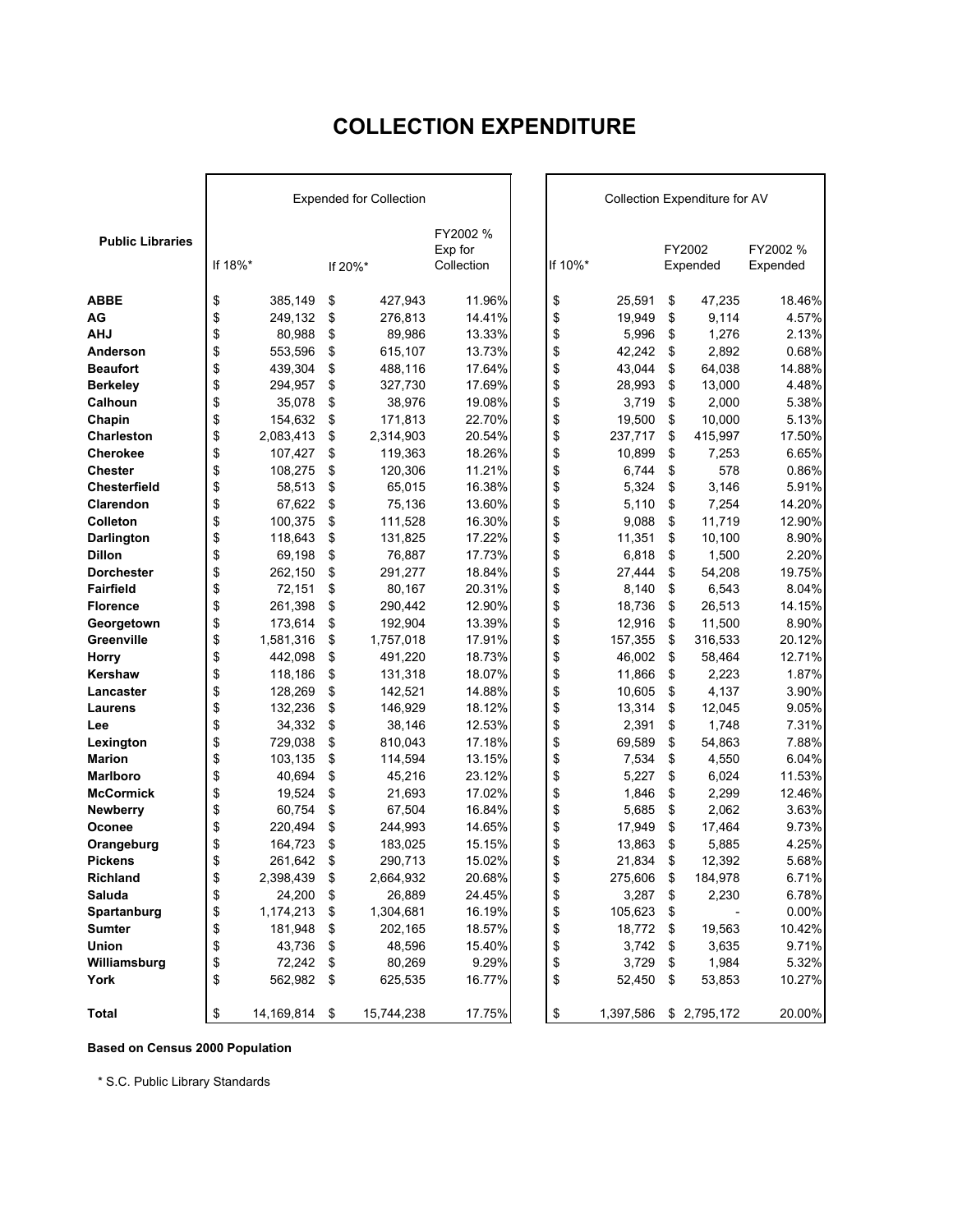# COLLECTION EXPENDITURE

| Public Libraries | Expended for Collection | | | Collection Expenditure for AV | | |
|---|---|---|---|---|---|---|
| | If 18%* | If 20%* | FY2002 % Exp for Collection | If 10%* | FY2002 Expended | FY2002 % Expended |
| **ABBE** | $ 385,149 | $ 427,943 | 11.96% | $ 25,591 | $ 47,235 | 18.46% |
| **AG** | $ 249,132 | $ 276,813 | 14.41% | $ 19,949 | $ 9,114 | 4.57% |
| **AHJ** | $ 80,988 | $ 89,986 | 13.33% | $ 5,996 | $ 1,276 | 2.13% |
| **Anderson** | $ 553,596 | $ 615,107 | 13.73% | $ 42,242 | $ 2,892 | 0.68% |
| **Beaufort** | $ 439,304 | $ 488,116 | 17.64% | $ 43,044 | $ 64,038 | 14.88% |
| **Berkeley** | $ 294,957 | $ 327,730 | 17.69% | $ 28,993 | $ 13,000 | 4.48% |
| **Calhoun** | $ 35,078 | $ 38,976 | 19.08% | $ 3,719 | $ 2,000 | 5.38% |
| **Chapin** | $ 154,632 | $ 171,813 | 22.70% | $ 19,500 | $ 10,000 | 5.13% |
| **Charleston** | $ 2,083,413 | $ 2,314,903 | 20.54% | $ 237,717 | $ 415,997 | 17.50% |
| **Cherokee** | $ 107,427 | $ 119,363 | 18.26% | $ 10,899 | $ 7,253 | 6.65% |
| **Chester** | $ 108,275 | $ 120,306 | 11.21% | $ 6,744 | $ 578 | 0.86% |
| **Chesterfield** | $ 58,513 | $ 65,015 | 16.38% | $ 5,324 | $ 3,146 | 5.91% |
| **Clarendon** | $ 67,622 | $ 75,136 | 13.60% | $ 5,110 | $ 7,254 | 14.20% |
| **Colleton** | $ 100,375 | $ 111,528 | 16.30% | $ 9,088 | $ 11,719 | 12.90% |
| **Darlington** | $ 118,643 | $ 131,825 | 17.22% | $ 11,351 | $ 10,100 | 8.90% |
| **Dillon** | $ 69,198 | $ 76,887 | 17.73% | $ 6,818 | $ 1,500 | 2.20% |
| **Dorchester** | $ 262,150 | $ 291,277 | 18.84% | $ 27,444 | $ 54,208 | 19.75% |
| **Fairfield** | $ 72,151 | $ 80,167 | 20.31% | $ 8,140 | $ 6,543 | 8.04% |
| **Florence** | $ 261,398 | $ 290,442 | 12.90% | $ 18,736 | $ 26,513 | 14.15% |
| **Georgetown** | $ 173,614 | $ 192,904 | 13.39% | $ 12,916 | $ 11,500 | 8.90% |
| **Greenville** | $ 1,581,316 | $ 1,757,018 | 17.91% | $ 157,355 | $ 316,533 | 20.12% |
| **Horry** | $ 442,098 | $ 491,220 | 18.73% | $ 46,002 | $ 58,464 | 12.71% |
| **Kershaw** | $ 118,186 | $ 131,318 | 18.07% | $ 11,866 | $ 2,223 | 1.87% |
| **Lancaster** | $ 128,269 | $ 142,521 | 14.88% | $ 10,605 | $ 4,137 | 3.90% |
| **Laurens** | $ 132,236 | $ 146,929 | 18.12% | $ 13,314 | $ 12,045 | 9.05% |
| **Lee** | $ 34,332 | $ 38,146 | 12.53% | $ 2,391 | $ 1,748 | 7.31% |
| **Lexington** | $ 729,038 | $ 810,043 | 17.18% | $ 69,589 | $ 54,863 | 7.88% |
| **Marion** | $ 103,135 | $ 114,594 | 13.15% | $ 7,534 | $ 4,550 | 6.04% |
| **Marlboro** | $ 40,694 | $ 45,216 | 23.12% | $ 5,227 | $ 6,024 | 11.53% |
| **McCormick** | $ 19,524 | $ 21,693 | 17.02% | $ 1,846 | $ 2,299 | 12.46% |
| **Newberry** | $ 60,754 | $ 67,504 | 16.84% | $ 5,685 | $ 2,062 | 3.63% |
| **Oconee** | $ 220,494 | $ 244,993 | 14.65% | $ 17,949 | $ 17,464 | 9.73% |
| **Orangeburg** | $ 164,723 | $ 183,025 | 15.15% | $ 13,863 | $ 5,885 | 4.25% |
| **Pickens** | $ 261,642 | $ 290,713 | 15.02% | $ 21,834 | $ 12,392 | 5.68% |
| **Richland** | $ 2,398,439 | $ 2,664,932 | 20.68% | $ 275,606 | $ 184,978 | 6.71% |
| **Saluda** | $ 24,200 | $ 26,889 | 24.45% | $ 3,287 | $ 2,230 | 6.78% |
| **Spartanburg** | $ 1,174,213 | $ 1,304,681 | 16.19% | $ 105,623 | $ - | 0.00% |
| **Sumter** | $ 181,948 | $ 202,165 | 18.57% | $ 18,772 | $ 19,563 | 10.42% |
| **Union** | $ 43,736 | $ 48,596 | 15.40% | $ 3,742 | $ 3,635 | 9.71% |
| **Williamsburg** | $ 72,242 | $ 80,269 | 9.29% | $ 3,729 | $ 1,984 | 5.32% |
| **York** | $ 562,982 | $ 625,535 | 16.77% | $ 52,450 | $ 53,853 | 10.27% |
| **Total** | $ 14,169,814 | $ 15,744,238 | 17.75% | $ 1,397,586 | $ 2,795,172 | 20.00% |

**Based on Census 2000 Population**

\* S.C. Public Library Standards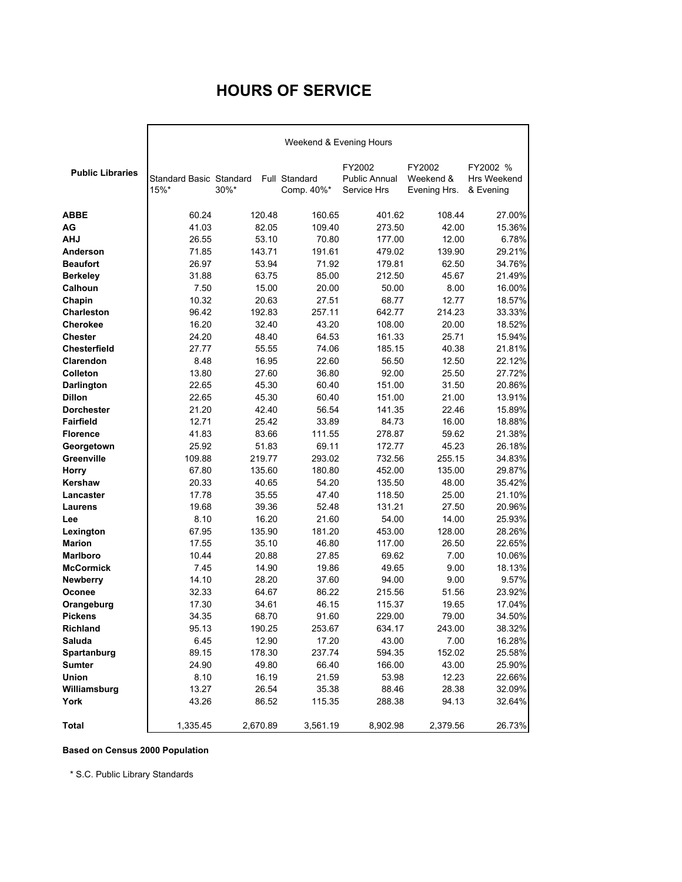# HOURS OF SERVICE

| Public Libraries | Weekend & Evening Hours | | | | | |
|---|---|---|---|---|---|---|
| | Standard Basic 15%* | Standard 30%* | Full Standard Comp. 40%* | FY2002 Public Annual Service Hrs | FY2002 Weekend & Evening Hrs. | FY2002 % Hrs Weekend & Evening |
| **ABBE** | 60.24 | 120.48 | 160.65 | 401.62 | 108.44 | 27.00% |
| **AG** | 41.03 | 82.05 | 109.40 | 273.50 | 42.00 | 15.36% |
| **AHJ** | 26.55 | 53.10 | 70.80 | 177.00 | 12.00 | 6.78% |
| **Anderson** | 71.85 | 143.71 | 191.61 | 479.02 | 139.90 | 29.21% |
| **Beaufort** | 26.97 | 53.94 | 71.92 | 179.81 | 62.50 | 34.76% |
| **Berkeley** | 31.88 | 63.75 | 85.00 | 212.50 | 45.67 | 21.49% |
| **Calhoun** | 7.50 | 15.00 | 20.00 | 50.00 | 8.00 | 16.00% |
| **Chapin** | 10.32 | 20.63 | 27.51 | 68.77 | 12.77 | 18.57% |
| **Charleston** | 96.42 | 192.83 | 257.11 | 642.77 | 214.23 | 33.33% |
| **Cherokee** | 16.20 | 32.40 | 43.20 | 108.00 | 20.00 | 18.52% |
| **Chester** | 24.20 | 48.40 | 64.53 | 161.33 | 25.71 | 15.94% |
| **Chesterfield** | 27.77 | 55.55 | 74.06 | 185.15 | 40.38 | 21.81% |
| **Clarendon** | 8.48 | 16.95 | 22.60 | 56.50 | 12.50 | 22.12% |
| **Colleton** | 13.80 | 27.60 | 36.80 | 92.00 | 25.50 | 27.72% |
| **Darlington** | 22.65 | 45.30 | 60.40 | 151.00 | 31.50 | 20.86% |
| **Dillon** | 22.65 | 45.30 | 60.40 | 151.00 | 21.00 | 13.91% |
| **Dorchester** | 21.20 | 42.40 | 56.54 | 141.35 | 22.46 | 15.89% |
| **Fairfield** | 12.71 | 25.42 | 33.89 | 84.73 | 16.00 | 18.88% |
| **Florence** | 41.83 | 83.66 | 111.55 | 278.87 | 59.62 | 21.38% |
| **Georgetown** | 25.92 | 51.83 | 69.11 | 172.77 | 45.23 | 26.18% |
| **Greenville** | 109.88 | 219.77 | 293.02 | 732.56 | 255.15 | 34.83% |
| **Horry** | 67.80 | 135.60 | 180.80 | 452.00 | 135.00 | 29.87% |
| **Kershaw** | 20.33 | 40.65 | 54.20 | 135.50 | 48.00 | 35.42% |
| **Lancaster** | 17.78 | 35.55 | 47.40 | 118.50 | 25.00 | 21.10% |
| **Laurens** | 19.68 | 39.36 | 52.48 | 131.21 | 27.50 | 20.96% |
| **Lee** | 8.10 | 16.20 | 21.60 | 54.00 | 14.00 | 25.93% |
| **Lexington** | 67.95 | 135.90 | 181.20 | 453.00 | 128.00 | 28.26% |
| **Marion** | 17.55 | 35.10 | 46.80 | 117.00 | 26.50 | 22.65% |
| **Marlboro** | 10.44 | 20.88 | 27.85 | 69.62 | 7.00 | 10.06% |
| **McCormick** | 7.45 | 14.90 | 19.86 | 49.65 | 9.00 | 18.13% |
| **Newberry** | 14.10 | 28.20 | 37.60 | 94.00 | 9.00 | 9.57% |
| **Oconee** | 32.33 | 64.67 | 86.22 | 215.56 | 51.56 | 23.92% |
| **Orangeburg** | 17.30 | 34.61 | 46.15 | 115.37 | 19.65 | 17.04% |
| **Pickens** | 34.35 | 68.70 | 91.60 | 229.00 | 79.00 | 34.50% |
| **Richland** | 95.13 | 190.25 | 253.67 | 634.17 | 243.00 | 38.32% |
| **Saluda** | 6.45 | 12.90 | 17.20 | 43.00 | 7.00 | 16.28% |
| **Spartanburg** | 89.15 | 178.30 | 237.74 | 594.35 | 152.02 | 25.58% |
| **Sumter** | 24.90 | 49.80 | 66.40 | 166.00 | 43.00 | 25.90% |
| **Union** | 8.10 | 16.19 | 21.59 | 53.98 | 12.23 | 22.66% |
| **Williamsburg** | 13.27 | 26.54 | 35.38 | 88.46 | 28.38 | 32.09% |
| **York** | 43.26 | 86.52 | 115.35 | 288.38 | 94.13 | 32.64% |
| **Total** | 1,335.45 | 2,670.89 | 3,561.19 | 8,902.98 | 2,379.56 | 26.73% |

**Based on Census 2000 Population**

* S.C. Public Library Standards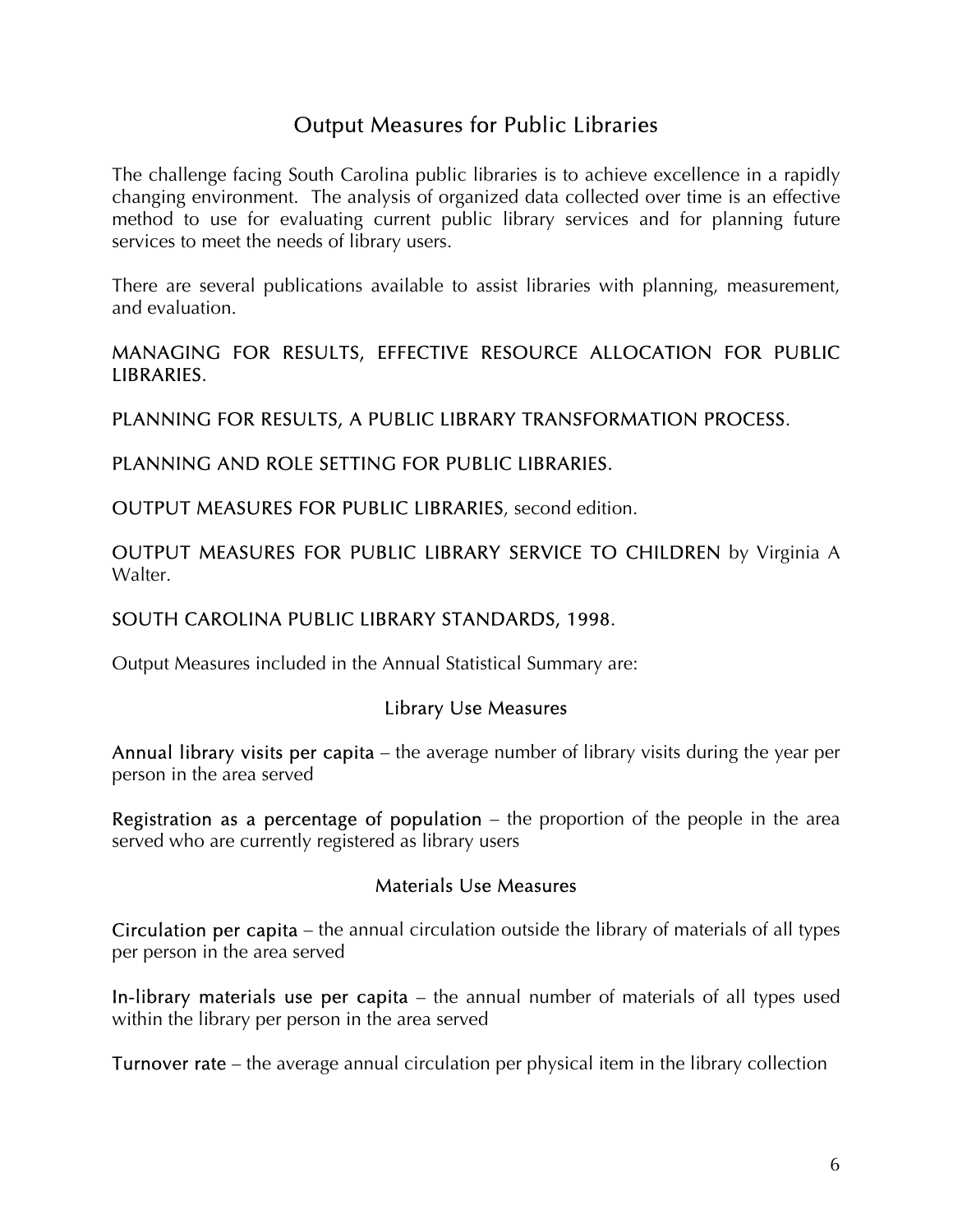# Output Measures for Public Libraries

The challenge facing South Carolina public libraries is to achieve excellence in a rapidly changing environment. The analysis of organized data collected over time is an effective method to use for evaluating current public library services and for planning future services to meet the needs of library users.

There are several publications available to assist libraries with planning, measurement, and evaluation.

MANAGING FOR RESULTS, EFFECTIVE RESOURCE ALLOCATION FOR PUBLIC LIBRARIES.

PLANNING FOR RESULTS, A PUBLIC LIBRARY TRANSFORMATION PROCESS.

PLANNING AND ROLE SETTING FOR PUBLIC LIBRARIES.

OUTPUT MEASURES FOR PUBLIC LIBRARIES, second edition.

OUTPUT MEASURES FOR PUBLIC LIBRARY SERVICE TO CHILDREN by Virginia A Walter.

SOUTH CAROLINA PUBLIC LIBRARY STANDARDS, 1998.

Output Measures included in the Annual Statistical Summary are:

## Library Use Measures

**Annual library visits per capita** – the average number of library visits during the year per person in the area served

**Registration as a percentage of population** – the proportion of the people in the area served who are currently registered as library users

## Materials Use Measures

**Circulation per capita** – the annual circulation outside the library of materials of all types per person in the area served

**In-library materials use per capita** – the annual number of materials of all types used within the library per person in the area served

**Turnover rate** – the average annual circulation per physical item in the library collection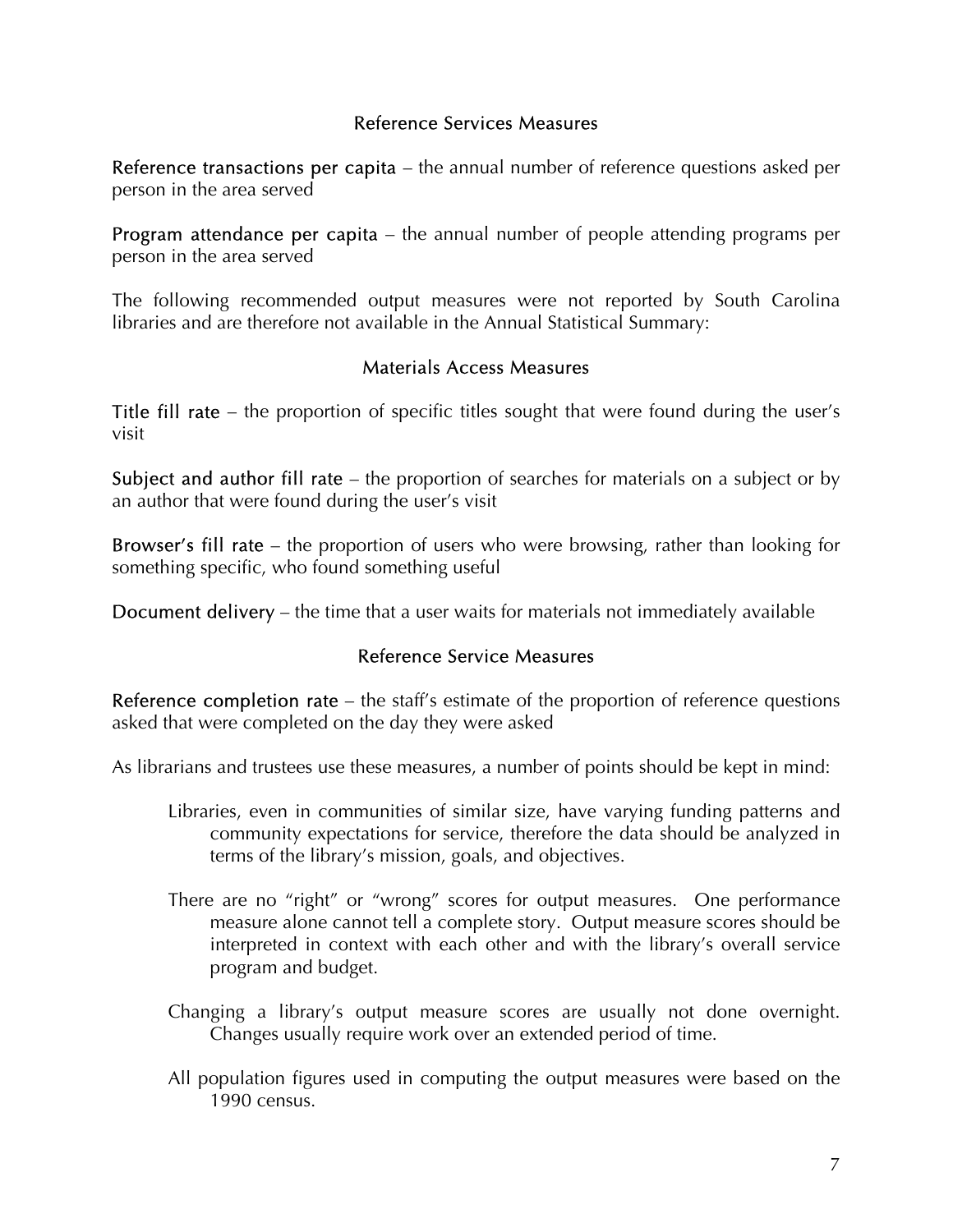### Reference Services Measures

**Reference transactions per capita** – the annual number of reference questions asked per person in the area served

**Program attendance per capita** – the annual number of people attending programs per person in the area served

The following recommended output measures were not reported by South Carolina libraries and are therefore not available in the Annual Statistical Summary:

### Materials Access Measures

**Title fill rate** – the proportion of specific titles sought that were found during the user's visit

**Subject and author fill rate** – the proportion of searches for materials on a subject or by an author that were found during the user's visit

**Browser's fill rate** – the proportion of users who were browsing, rather than looking for something specific, who found something useful

**Document delivery** – the time that a user waits for materials not immediately available

### Reference Service Measures

**Reference completion rate** – the staff's estimate of the proportion of reference questions asked that were completed on the day they were asked

As librarians and trustees use these measures, a number of points should be kept in mind:

Libraries, even in communities of similar size, have varying funding patterns and community expectations for service, therefore the data should be analyzed in terms of the library's mission, goals, and objectives.

There are no "right" or "wrong" scores for output measures. One performance measure alone cannot tell a complete story. Output measure scores should be interpreted in context with each other and with the library's overall service program and budget.

Changing a library's output measure scores are usually not done overnight. Changes usually require work over an extended period of time.

All population figures used in computing the output measures were based on the 1990 census.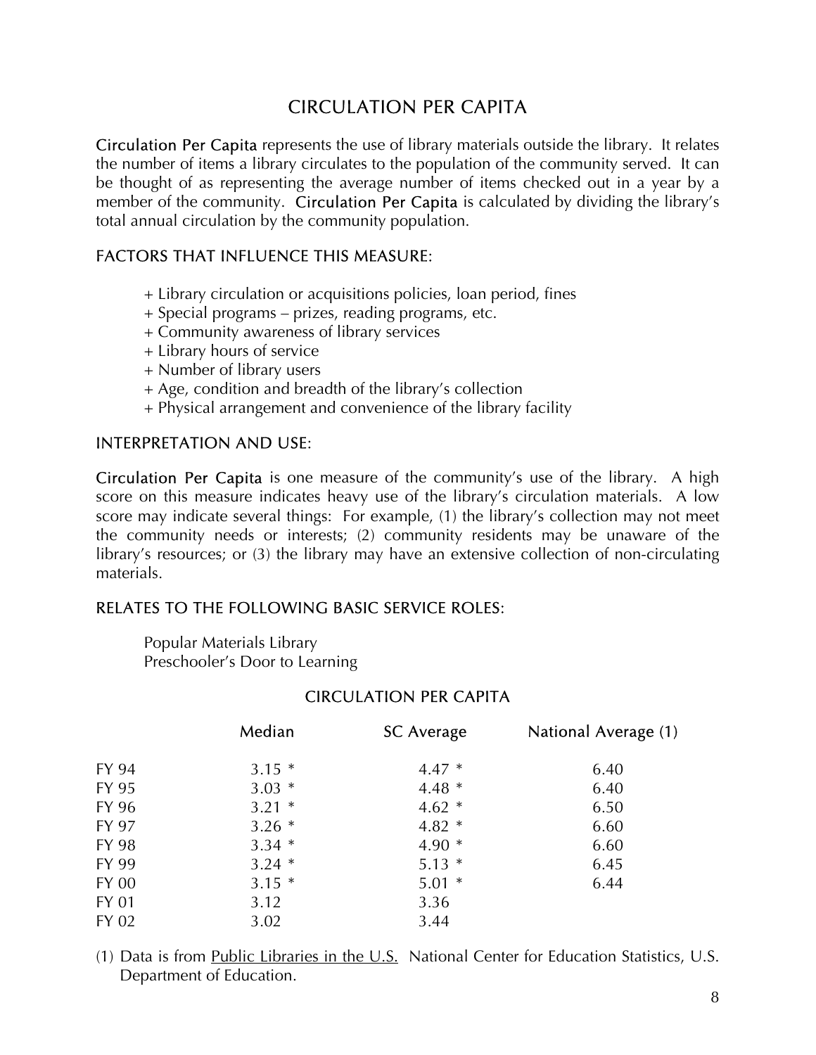# CIRCULATION PER CAPITA

Circulation Per Capita represents the use of library materials outside the library. It relates the number of items a library circulates to the population of the community served. It can be thought of as representing the average number of items checked out in a year by a member of the community. Circulation Per Capita is calculated by dividing the library's total annual circulation by the community population.

## FACTORS THAT INFLUENCE THIS MEASURE:

+ Library circulation or acquisitions policies, loan period, fines
+ Special programs – prizes, reading programs, etc.
+ Community awareness of library services
+ Library hours of service
+ Number of library users
+ Age, condition and breadth of the library's collection
+ Physical arrangement and convenience of the library facility

## INTERPRETATION AND USE:

Circulation Per Capita is one measure of the community's use of the library. A high score on this measure indicates heavy use of the library's circulation materials. A low score may indicate several things: For example, (1) the library's collection may not meet the community needs or interests; (2) community residents may be unaware of the library's resources; or (3) the library may have an extensive collection of non-circulating materials.

## RELATES TO THE FOLLOWING BASIC SERVICE ROLES:

Popular Materials Library
Preschooler's Door to Learning

CIRCULATION PER CAPITA

| | Median | SC Average | National Average (1) |
|---|---|---|---|
| FY 94 | 3.15 * | 4.47 * | 6.40 |
| FY 95 | 3.03 * | 4.48 * | 6.40 |
| FY 96 | 3.21 * | 4.62 * | 6.50 |
| FY 97 | 3.26 * | 4.82 * | 6.60 |
| FY 98 | 3.34 * | 4.90 * | 6.60 |
| FY 99 | 3.24 * | 5.13 * | 6.45 |
| FY 00 | 3.15 * | 5.01 * | 6.44 |
| FY 01 | 3.12 | 3.36 | |
| FY 02 | 3.02 | 3.44 | |

(1) Data is from Public Libraries in the U.S. National Center for Education Statistics, U.S. Department of Education.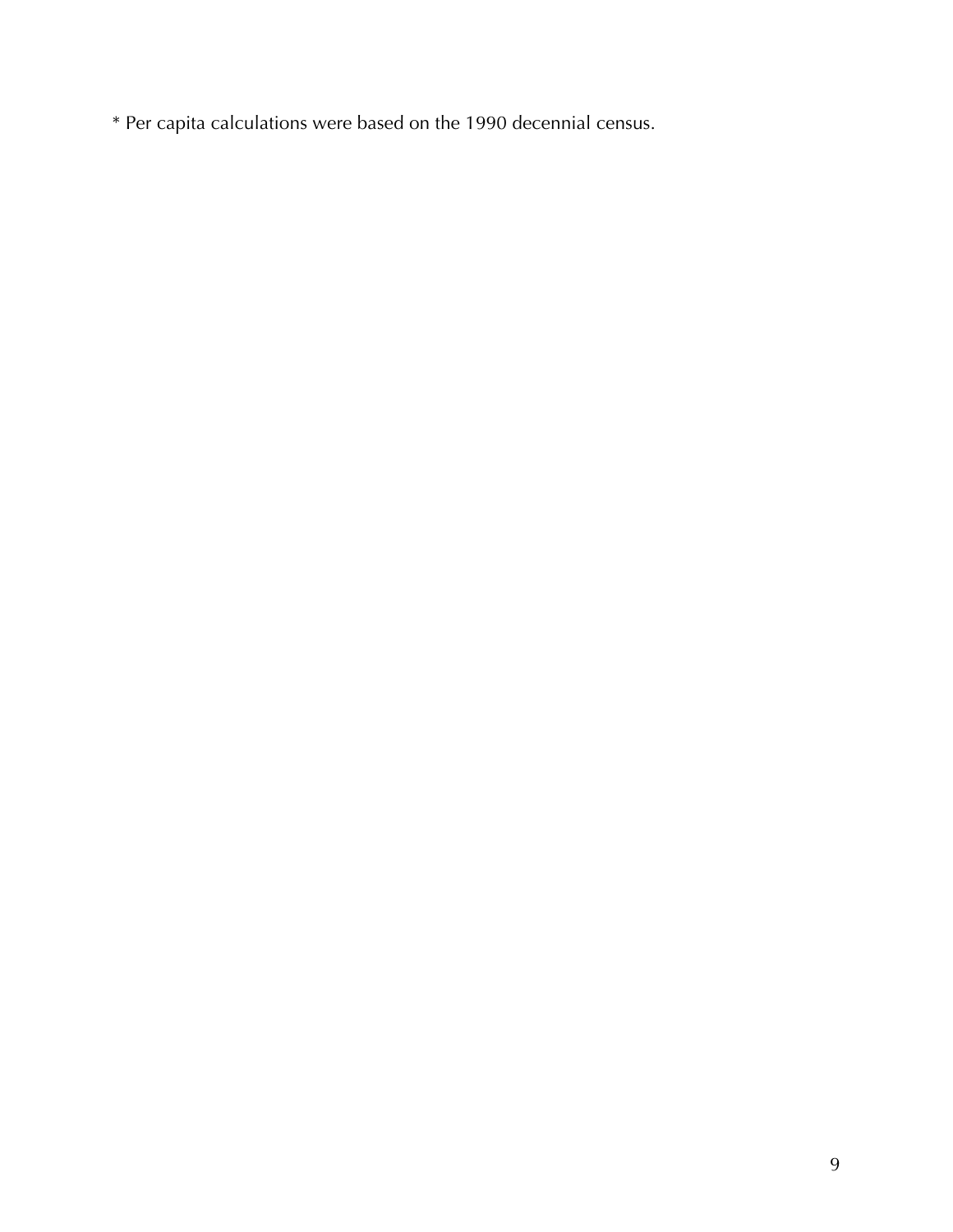* Per capita calculations were based on the 1990 decennial census.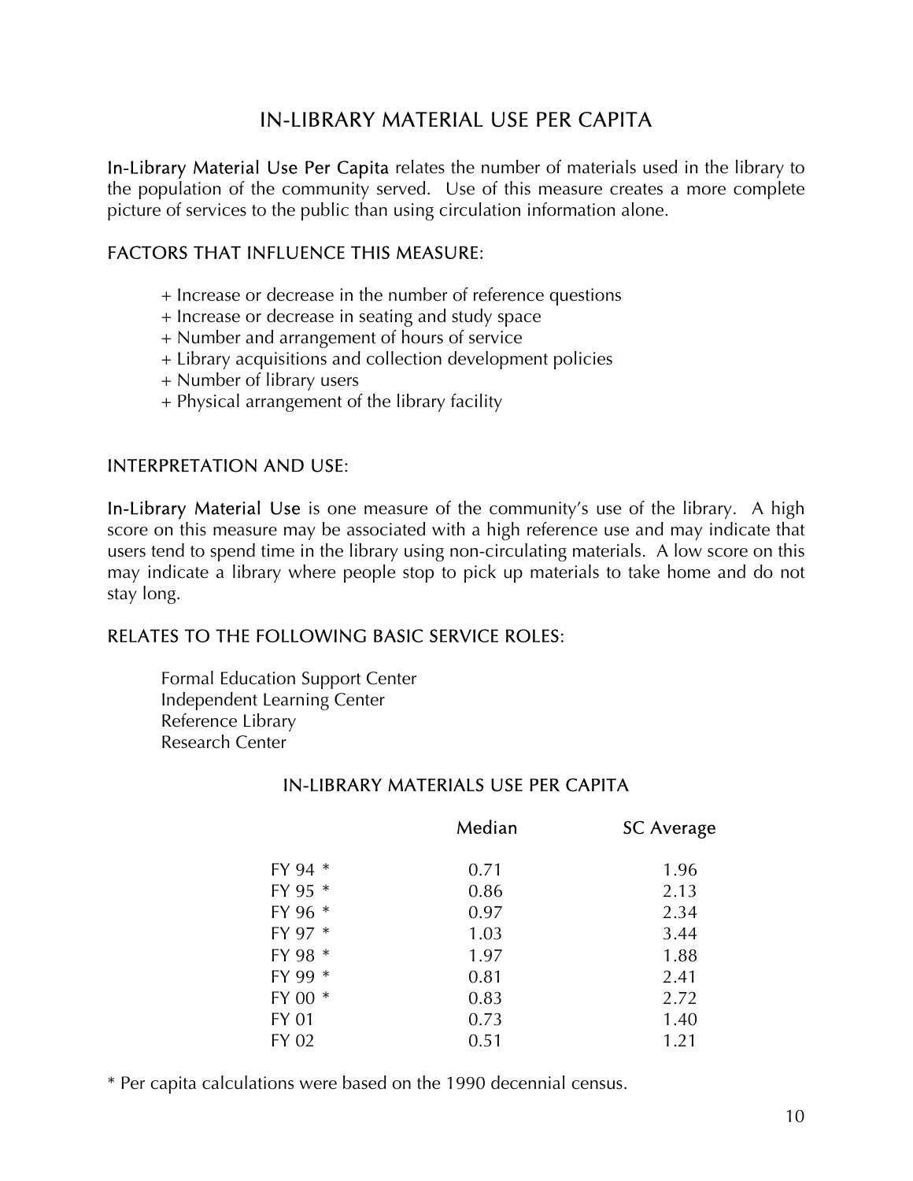# IN-LIBRARY MATERIAL USE PER CAPITA

**In-Library Material Use Per Capita** relates the number of materials used in the library to the population of the community served. Use of this measure creates a more complete picture of services to the public than using circulation information alone.

## FACTORS THAT INFLUENCE THIS MEASURE:

+ Increase or decrease in the number of reference questions
+ Increase or decrease in seating and study space
+ Number and arrangement of hours of service
+ Library acquisitions and collection development policies
+ Number of library users
+ Physical arrangement of the library facility

## INTERPRETATION AND USE:

**In-Library Material Use** is one measure of the community's use of the library. A high score on this measure may be associated with a high reference use and may indicate that users tend to spend time in the library using non-circulating materials. A low score on this may indicate a library where people stop to pick up materials to take home and do not stay long.

## RELATES TO THE FOLLOWING BASIC SERVICE ROLES:

Formal Education Support Center
Independent Learning Center
Reference Library
Research Center

### IN-LIBRARY MATERIALS USE PER CAPITA

| | Median | SC Average |
|---|---|---|
| FY 94 * | 0.71 | 1.96 |
| FY 95 * | 0.86 | 2.13 |
| FY 96 * | 0.97 | 2.34 |
| FY 97 * | 1.03 | 3.44 |
| FY 98 * | 1.97 | 1.88 |
| FY 99 * | 0.81 | 2.41 |
| FY 00 * | 0.83 | 2.72 |
| FY 01 | 0.73 | 1.40 |
| FY 02 | 0.51 | 1.21 |

* Per capita calculations were based on the 1990 decennial census.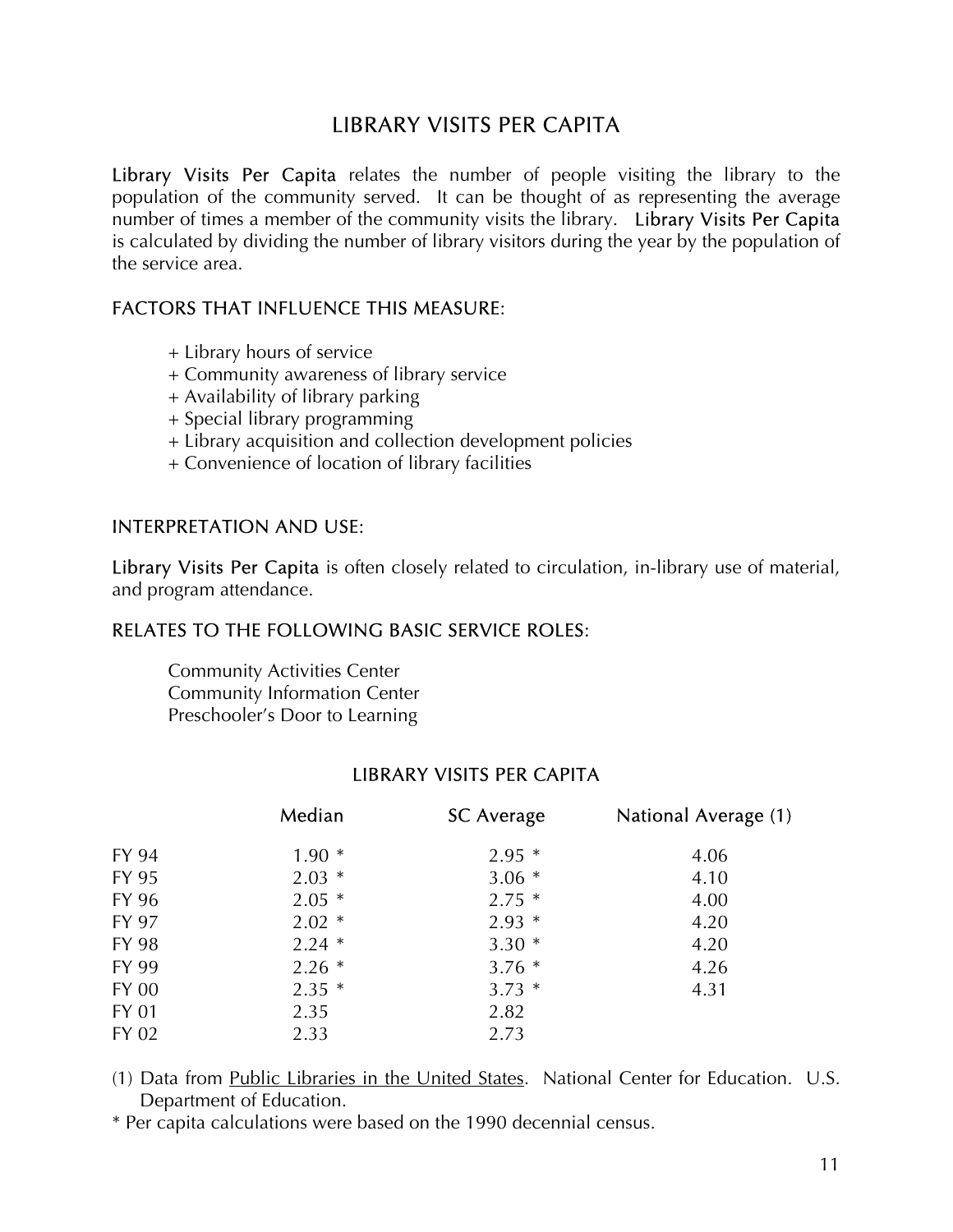# LIBRARY VISITS PER CAPITA

**Library Visits Per Capita** relates the number of people visiting the library to the population of the community served. It can be thought of as representing the average number of times a member of the community visits the library. **Library Visits Per Capita** is calculated by dividing the number of library visitors during the year by the population of the service area.

## FACTORS THAT INFLUENCE THIS MEASURE:

+ Library hours of service
+ Community awareness of library service
+ Availability of library parking
+ Special library programming
+ Library acquisition and collection development policies
+ Convenience of location of library facilities

## INTERPRETATION AND USE:

**Library Visits Per Capita** is often closely related to circulation, in-library use of material, and program attendance.

## RELATES TO THE FOLLOWING BASIC SERVICE ROLES:

Community Activities Center
Community Information Center
Preschooler's Door to Learning

### LIBRARY VISITS PER CAPITA

| | Median | SC Average | National Average (1) |
|---|---|---|---|
| FY 94 | 1.90 * | 2.95 * | 4.06 |
| FY 95 | 2.03 * | 3.06 * | 4.10 |
| FY 96 | 2.05 * | 2.75 * | 4.00 |
| FY 97 | 2.02 * | 2.93 * | 4.20 |
| FY 98 | 2.24 * | 3.30 * | 4.20 |
| FY 99 | 2.26 * | 3.76 * | 4.26 |
| FY 00 | 2.35 * | 3.73 * | 4.31 |
| FY 01 | 2.35 | 2.82 | |
| FY 02 | 2.33 | 2.73 | |

(1) Data from Public Libraries in the United States. National Center for Education. U.S. Department of Education.

* Per capita calculations were based on the 1990 decennial census.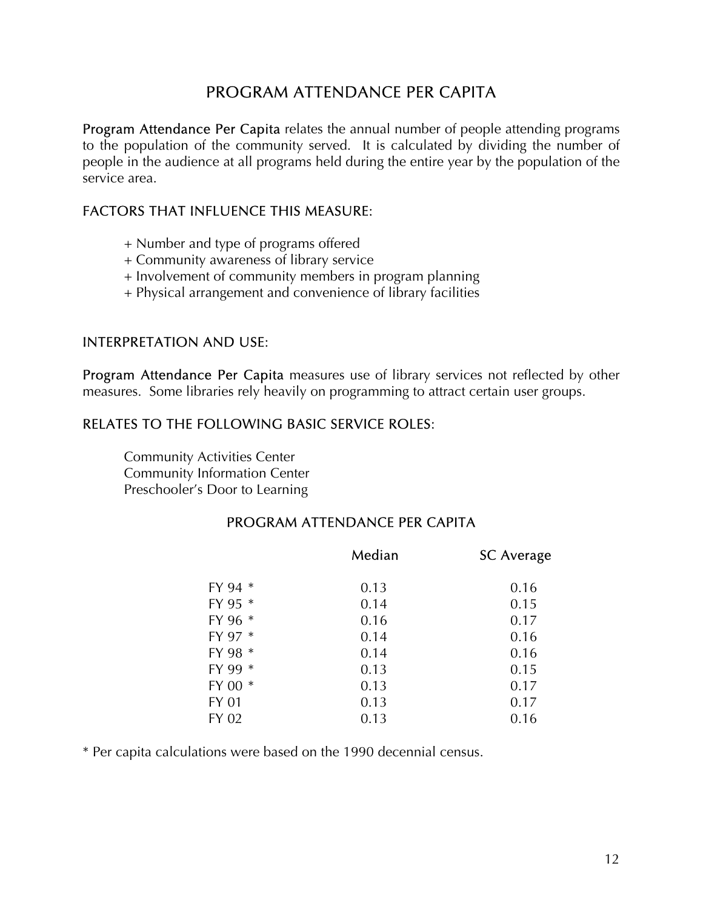# PROGRAM ATTENDANCE PER CAPITA

**Program Attendance Per Capita** relates the annual number of people attending programs to the population of the community served. It is calculated by dividing the number of people in the audience at all programs held during the entire year by the population of the service area.

## FACTORS THAT INFLUENCE THIS MEASURE:

+ Number and type of programs offered
+ Community awareness of library service
+ Involvement of community members in program planning
+ Physical arrangement and convenience of library facilities

## INTERPRETATION AND USE:

**Program Attendance Per Capita** measures use of library services not reflected by other measures. Some libraries rely heavily on programming to attract certain user groups.

## RELATES TO THE FOLLOWING BASIC SERVICE ROLES:

Community Activities Center
Community Information Center
Preschooler's Door to Learning

### PROGRAM ATTENDANCE PER CAPITA

| | Median | SC Average |
|---|---|---|
| FY 94 * | 0.13 | 0.16 |
| FY 95 * | 0.14 | 0.15 |
| FY 96 * | 0.16 | 0.17 |
| FY 97 * | 0.14 | 0.16 |
| FY 98 * | 0.14 | 0.16 |
| FY 99 * | 0.13 | 0.15 |
| FY 00 * | 0.13 | 0.17 |
| FY 01 | 0.13 | 0.17 |
| FY 02 | 0.13 | 0.16 |

* Per capita calculations were based on the 1990 decennial census.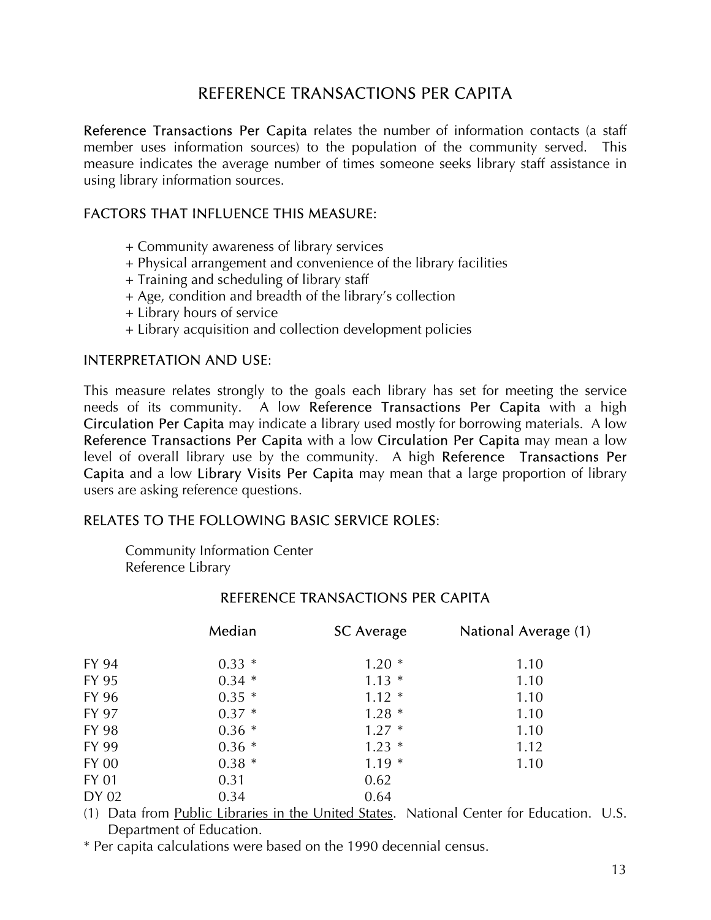# REFERENCE TRANSACTIONS PER CAPITA

**Reference Transactions Per Capita** relates the number of information contacts (a staff member uses information sources) to the population of the community served. This measure indicates the average number of times someone seeks library staff assistance in using library information sources.

## FACTORS THAT INFLUENCE THIS MEASURE:

+ Community awareness of library services
+ Physical arrangement and convenience of the library facilities
+ Training and scheduling of library staff
+ Age, condition and breadth of the library's collection
+ Library hours of service
+ Library acquisition and collection development policies

## INTERPRETATION AND USE:

This measure relates strongly to the goals each library has set for meeting the service needs of its community. A low **Reference Transactions Per Capita** with a high **Circulation Per Capita** may indicate a library used mostly for borrowing materials. A low **Reference Transactions Per Capita** with a low **Circulation Per Capita** may mean a low level of overall library use by the community. A high **Reference Transactions Per Capita** and a low **Library Visits Per Capita** may mean that a large proportion of library users are asking reference questions.

## RELATES TO THE FOLLOWING BASIC SERVICE ROLES:

Community Information Center
Reference Library

### REFERENCE TRANSACTIONS PER CAPITA

| | Median | SC Average | National Average (1) |
|---|---|---|---|
| FY 94 | 0.33 * | 1.20 * | 1.10 |
| FY 95 | 0.34 * | 1.13 * | 1.10 |
| FY 96 | 0.35 * | 1.12 * | 1.10 |
| FY 97 | 0.37 * | 1.28 * | 1.10 |
| FY 98 | 0.36 * | 1.27 * | 1.10 |
| FY 99 | 0.36 * | 1.23 * | 1.12 |
| FY 00 | 0.38 * | 1.19 * | 1.10 |
| FY 01 | 0.31 | 0.62 | |
| DY 02 | 0.34 | 0.64 | |

(1) Data from Public Libraries in the United States. National Center for Education. U.S. Department of Education.

* Per capita calculations were based on the 1990 decennial census.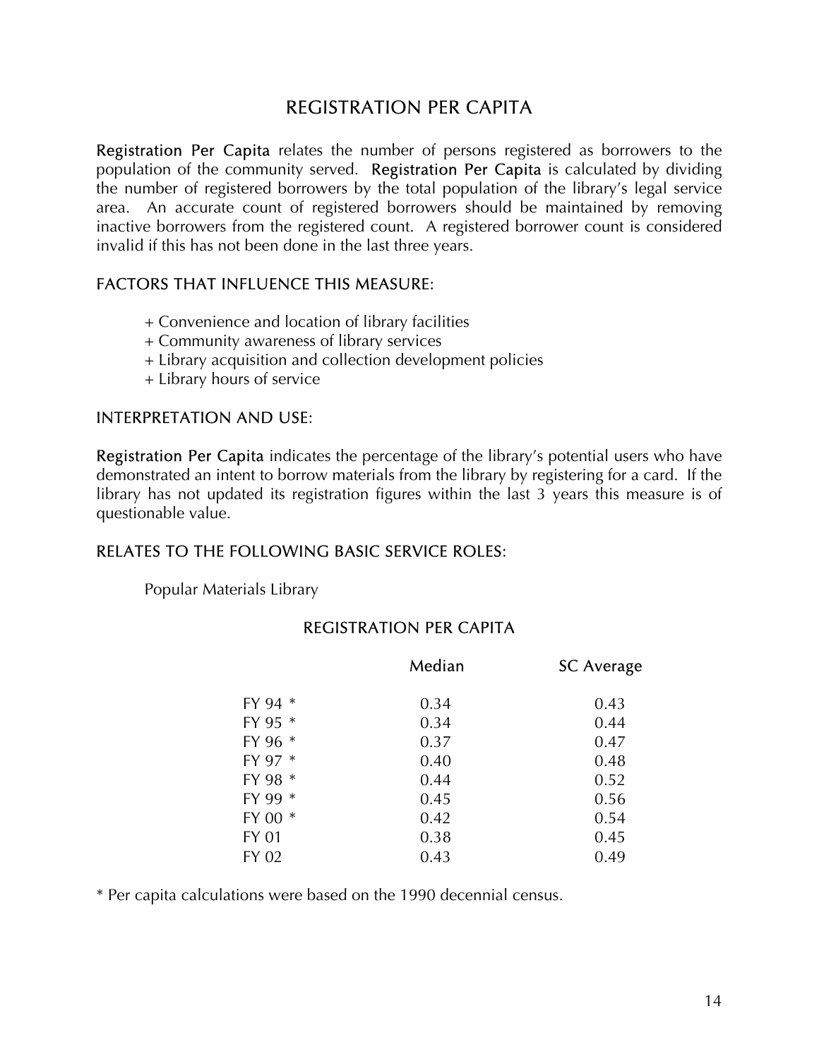# REGISTRATION PER CAPITA

**Registration Per Capita** relates the number of persons registered as borrowers to the population of the community served. **Registration Per Capita** is calculated by dividing the number of registered borrowers by the total population of the library's legal service area. An accurate count of registered borrowers should be maintained by removing inactive borrowers from the registered count. A registered borrower count is considered invalid if this has not been done in the last three years.

## FACTORS THAT INFLUENCE THIS MEASURE:

+ Convenience and location of library facilities
+ Community awareness of library services
+ Library acquisition and collection development policies
+ Library hours of service

## INTERPRETATION AND USE:

**Registration Per Capita** indicates the percentage of the library's potential users who have demonstrated an intent to borrow materials from the library by registering for a card. If the library has not updated its registration figures within the last 3 years this measure is of questionable value.

## RELATES TO THE FOLLOWING BASIC SERVICE ROLES:

Popular Materials Library

### REGISTRATION PER CAPITA

| | Median | SC Average |
|---|---|---|
| FY 94 * | 0.34 | 0.43 |
| FY 95 * | 0.34 | 0.44 |
| FY 96 * | 0.37 | 0.47 |
| FY 97 * | 0.40 | 0.48 |
| FY 98 * | 0.44 | 0.52 |
| FY 99 * | 0.45 | 0.56 |
| FY 00 * | 0.42 | 0.54 |
| FY 01 | 0.38 | 0.45 |
| FY 02 | 0.43 | 0.49 |

* Per capita calculations were based on the 1990 decennial census.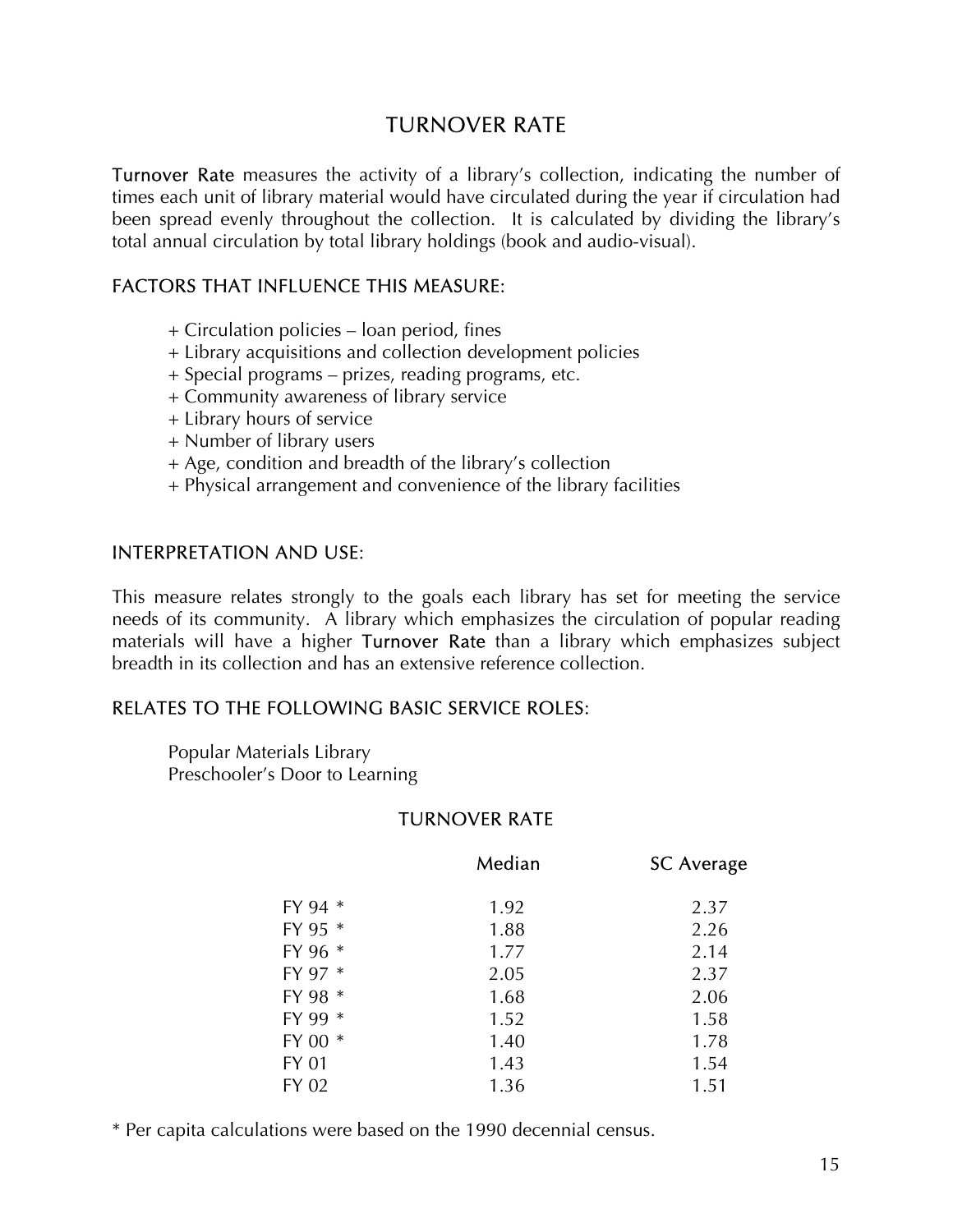# TURNOVER RATE

**Turnover Rate** measures the activity of a library's collection, indicating the number of times each unit of library material would have circulated during the year if circulation had been spread evenly throughout the collection. It is calculated by dividing the library's total annual circulation by total library holdings (book and audio-visual).

## FACTORS THAT INFLUENCE THIS MEASURE:

+ Circulation policies – loan period, fines
+ Library acquisitions and collection development policies
+ Special programs – prizes, reading programs, etc.
+ Community awareness of library service
+ Library hours of service
+ Number of library users
+ Age, condition and breadth of the library's collection
+ Physical arrangement and convenience of the library facilities

## INTERPRETATION AND USE:

This measure relates strongly to the goals each library has set for meeting the service needs of its community. A library which emphasizes the circulation of popular reading materials will have a higher **Turnover Rate** than a library which emphasizes subject breadth in its collection and has an extensive reference collection.

## RELATES TO THE FOLLOWING BASIC SERVICE ROLES:

Popular Materials Library
Preschooler's Door to Learning

### TURNOVER RATE

| | Median | SC Average |
|---|---|---|
| FY 94 * | 1.92 | 2.37 |
| FY 95 * | 1.88 | 2.26 |
| FY 96 * | 1.77 | 2.14 |
| FY 97 * | 2.05 | 2.37 |
| FY 98 * | 1.68 | 2.06 |
| FY 99 * | 1.52 | 1.58 |
| FY 00 * | 1.40 | 1.78 |
| FY 01 | 1.43 | 1.54 |
| FY 02 | 1.36 | 1.51 |

* Per capita calculations were based on the 1990 decennial census.